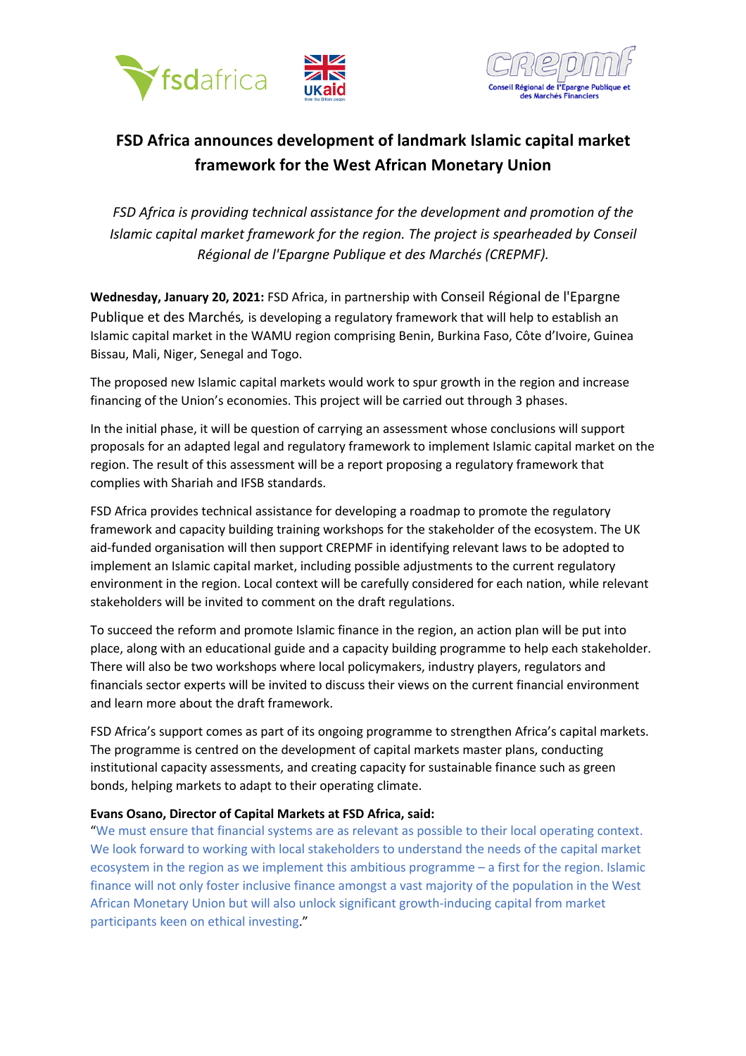# FSD Africa announces development of landmark Islamic capital market framework for the West African Monetary Union

*FSD Africa is providing technical assistance for the development and promotion of the Islamic capital market framework for the region. The project is spearheaded by Conseil Régional de l'Epargne Publique et des Marchés (CREPMF).*

**Wednesday, January 20, 2021:** FSD Africa, in partnership with Conseil Régional de l'Epargne Publique et des Marchés*,* is developing a regulatory framework that will help to establish an Islamic capital market in the WAMU region comprising Benin, Burkina Faso, Côte d'Ivoire, Guinea Bissau, Mali, Niger, Senegal and Togo.

The proposed new Islamic capital markets would work to spur growth in the region and increase financing of the Union's economies. This project will be carried out through 3 phases.

In the initial phase, it will be question of carrying an assessment whose conclusions will support proposals for an adapted legal and regulatory framework to implement Islamic capital market on the region. The result of this assessment will be a report proposing a regulatory framework that complies with Shariah and IFSB standards.

FSD Africa provides technical assistance for developing a roadmap to promote the regulatory framework and capacity building training workshops for the stakeholder of the ecosystem. The UK aid-funded organisation will then support CREPMF in identifying relevant laws to be adopted to implement an Islamic capital market, including possible adjustments to the current regulatory environment in the region. Local context will be carefully considered for each nation, while relevant stakeholders will be invited to comment on the draft regulations.

To succeed the reform and promote Islamic finance in the region, an action plan will be put into place, along with an educational guide and a capacity building programme to help each stakeholder. There will also be two workshops where local policymakers, industry players, regulators and financials sector experts will be invited to discuss their views on the current financial environment and learn more about the draft framework.

FSD Africa's support comes as part of its ongoing programme to strengthen Africa's capital markets. The programme is centred on the development of capital markets master plans, conducting institutional capacity assessments, and creating capacity for sustainable finance such as green bonds, helping markets to adapt to their operating climate.

**Evans Osano, Director of Capital Markets at FSD Africa, said:**
"We must ensure that financial systems are as relevant as possible to their local operating context. We look forward to working with local stakeholders to understand the needs of the capital market ecosystem in the region as we implement this ambitious programme – a first for the region. Islamic finance will not only foster inclusive finance amongst a vast majority of the population in the West African Monetary Union but will also unlock significant growth-inducing capital from market participants keen on ethical investing."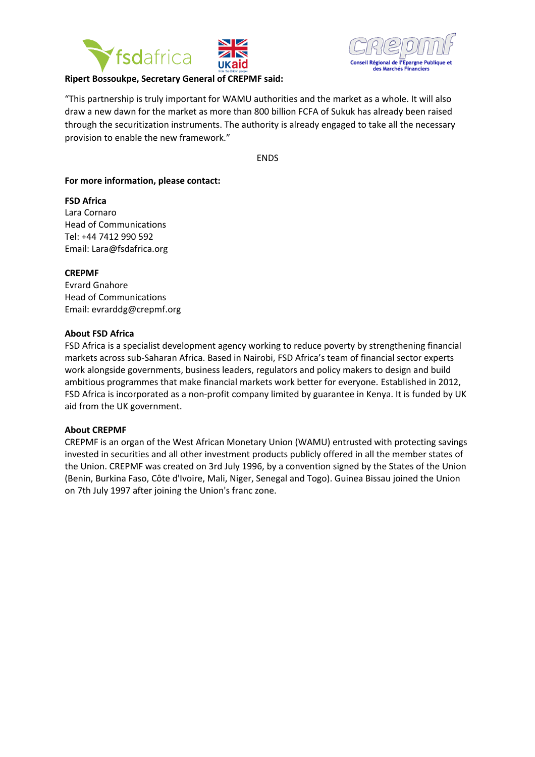**Ripert Bossoukpe, Secretary General of CREPMF said:**

"This partnership is truly important for WAMU authorities and the market as a whole. It will also draw a new dawn for the market as more than 800 billion FCFA of Sukuk has already been raised through the securitization instruments. The authority is already engaged to take all the necessary provision to enable the new framework."

ENDS

**For more information, please contact:**

**FSD Africa**
Lara Cornaro
Head of Communications
Tel: +44 7412 990 592
Email: Lara@fsdafrica.org

**CREPMF**
Evrard Gnahore
Head of Communications
Email: evrarddg@crepmf.org

**About FSD Africa**
FSD Africa is a specialist development agency working to reduce poverty by strengthening financial markets across sub-Saharan Africa. Based in Nairobi, FSD Africa's team of financial sector experts work alongside governments, business leaders, regulators and policy makers to design and build ambitious programmes that make financial markets work better for everyone. Established in 2012, FSD Africa is incorporated as a non-profit company limited by guarantee in Kenya. It is funded by UK aid from the UK government.

**About CREPMF**
CREPMF is an organ of the West African Monetary Union (WAMU) entrusted with protecting savings invested in securities and all other investment products publicly offered in all the member states of the Union. CREPMF was created on 3rd July 1996, by a convention signed by the States of the Union (Benin, Burkina Faso, Côte d'Ivoire, Mali, Niger, Senegal and Togo). Guinea Bissau joined the Union on 7th July 1997 after joining the Union's franc zone.